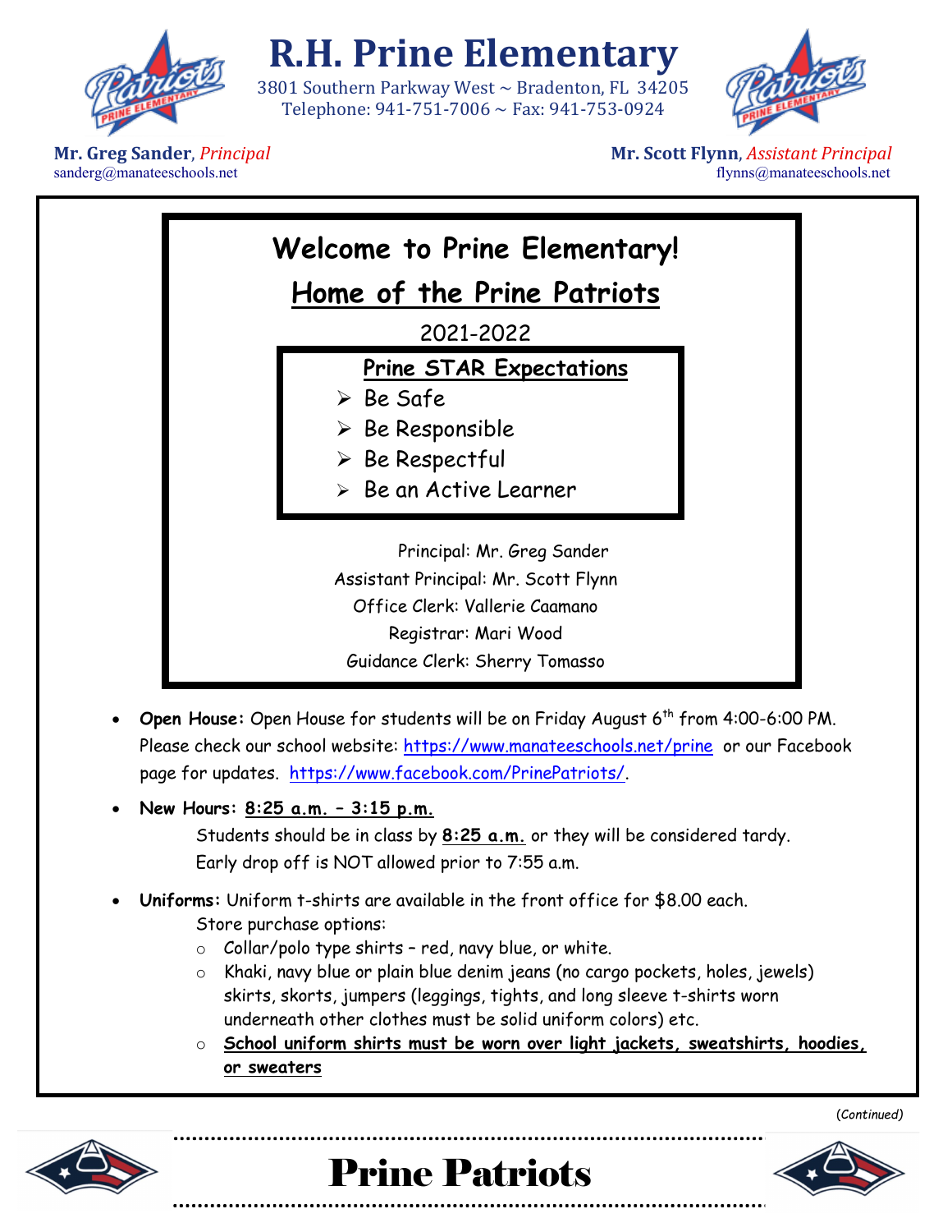# R.H. Prine Elementary

3801 Southern Parkway West ~ Bradenton, FL 34205
Telephone: 941-751-7006 ~ Fax: 941-753-0924

**Mr. Greg Sander**, *Principal*
sanderg@manateeschools.net

**Mr. Scott Flynn**, *Assistant Principal*
flynns@manateeschools.net

## Welcome to Prine Elementary!

## Home of the Prine Patriots

2021-2022

**Prine STAR Expectations**

- Be Safe
- Be Responsible
- Be Respectful
- Be an Active Learner

Principal: Mr. Greg Sander
Assistant Principal: Mr. Scott Flynn
Office Clerk: Vallerie Caamano
Registrar: Mari Wood
Guidance Clerk: Sherry Tomasso

- **Open House:** Open House for students will be on Friday August 6th from 4:00-6:00 PM. Please check our school website: https://www.manateeschools.net/prine or our Facebook page for updates. https://www.facebook.com/PrinePatriots/.
- **New Hours:** **8:25 a.m. – 3:15 p.m.**
  Students should be in class by **8:25 a.m.** or they will be considered tardy.
  Early drop off is NOT allowed prior to 7:55 a.m.
- **Uniforms:** Uniform t-shirts are available in the front office for $8.00 each.
  Store purchase options:
  - Collar/polo type shirts – red, navy blue, or white.
  - Khaki, navy blue or plain blue denim jeans (no cargo pockets, holes, jewels) skirts, skorts, jumpers (leggings, tights, and long sleeve t-shirts worn underneath other clothes must be solid uniform colors) etc.
  - **School uniform shirts must be worn over light jackets, sweatshirts, hoodies, or sweaters**

*(Continued)*

Prine Patriots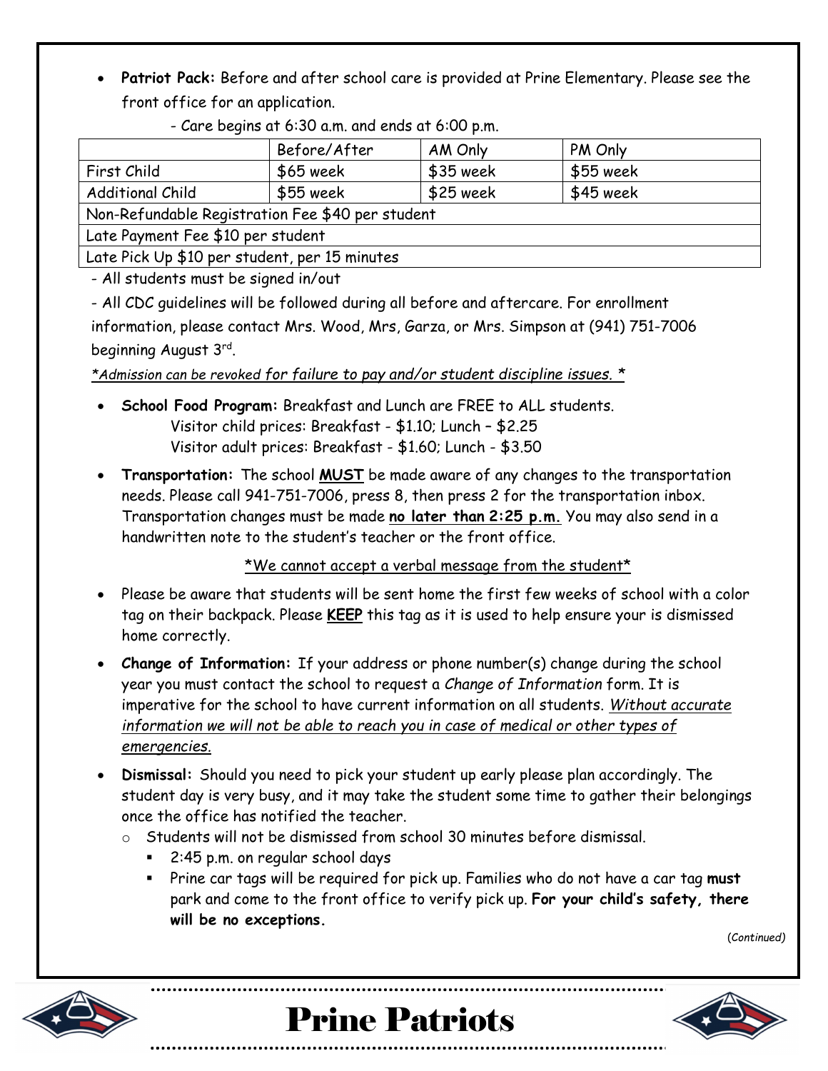- **Patriot Pack:** Before and after school care is provided at Prine Elementary. Please see the front office for an application.
  - Care begins at 6:30 a.m. and ends at 6:00 p.m.

| | Before/After | AM Only | PM Only |
|---|---|---|---|
| First Child | $65 week | $35 week | $55 week |
| Additional Child | $55 week | $25 week | $45 week |
| Non-Refundable Registration Fee $40 per student | | | |
| Late Payment Fee $10 per student | | | |
| Late Pick Up $10 per student, per 15 minutes | | | |

- All students must be signed in/out

- All CDC guidelines will be followed during all before and aftercare. For enrollment information, please contact Mrs. Wood, Mrs, Garza, or Mrs. Simpson at (941) 751-7006 beginning August 3rd.

*\*Admission can be revoked for failure to pay and/or student discipline issues. \**

- **School Food Program:** Breakfast and Lunch are FREE to ALL students.
  Visitor child prices: Breakfast - $1.10; Lunch – $2.25
  Visitor adult prices: Breakfast - $1.60; Lunch - $3.50
- **Transportation:** The school **MUST** be made aware of any changes to the transportation needs. Please call 941-751-7006, press 8, then press 2 for the transportation inbox. Transportation changes must be made **no later than 2:25 p.m.** You may also send in a handwritten note to the student's teacher or the front office.

  \*We cannot accept a verbal message from the student\*

- Please be aware that students will be sent home the first few weeks of school with a color tag on their backpack. Please **KEEP** this tag as it is used to help ensure your is dismissed home correctly.
- **Change of Information:** If your address or phone number(s) change during the school year you must contact the school to request a *Change of Information* form. It is imperative for the school to have current information on all students. *Without accurate information we will not be able to reach you in case of medical or other types of emergencies.*
- **Dismissal:** Should you need to pick your student up early please plan accordingly. The student day is very busy, and it may take the student some time to gather their belongings once the office has notified the teacher.
  - Students will not be dismissed from school 30 minutes before dismissal.
    - 2:45 p.m. on regular school days
    - Prine car tags will be required for pick up. Families who do not have a car tag **must** park and come to the front office to verify pick up. **For your child's safety, there will be no exceptions.**

*(Continued)*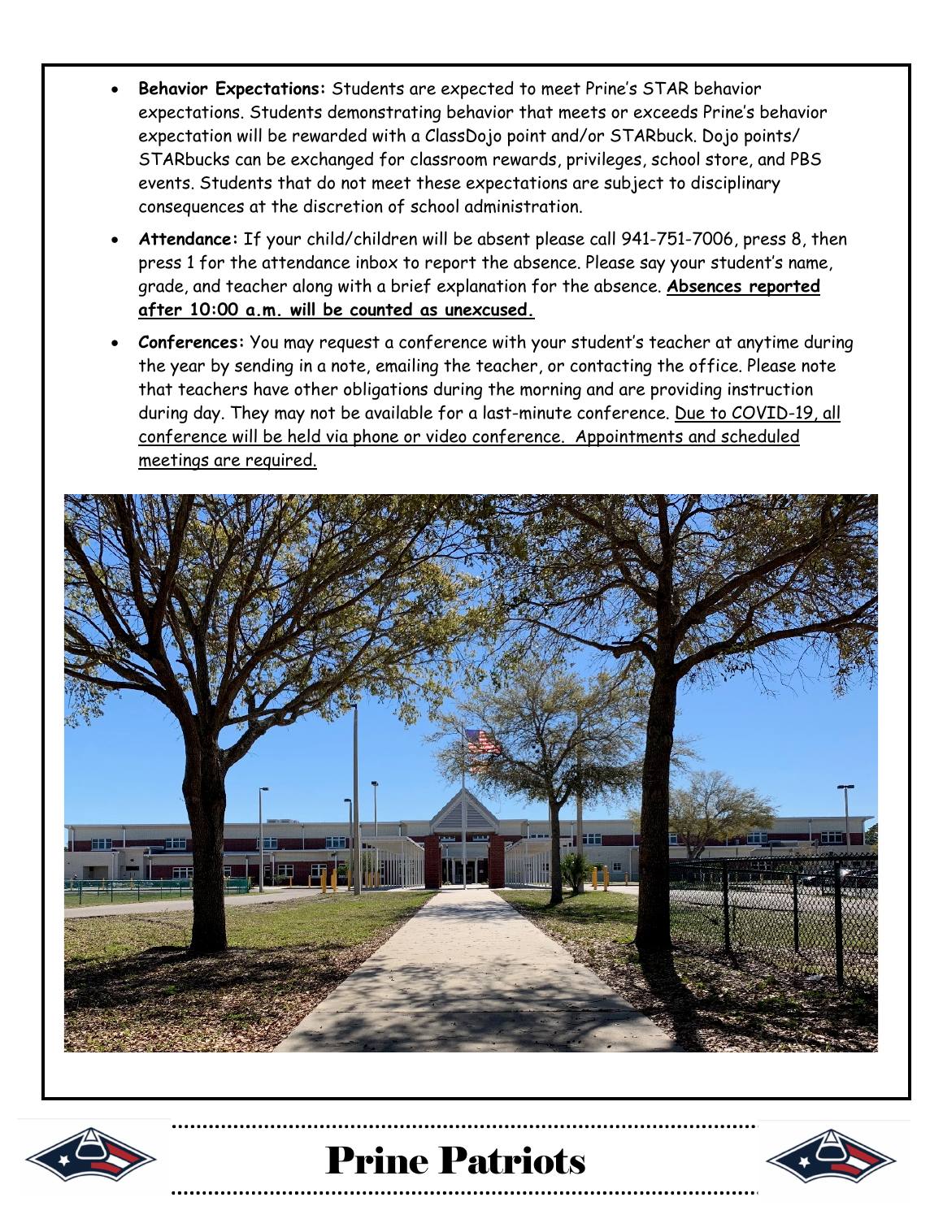- **Behavior Expectations:** Students are expected to meet Prine's STAR behavior expectations. Students demonstrating behavior that meets or exceeds Prine's behavior expectation will be rewarded with a ClassDojo point and/or STARbuck. Dojo points/ STARbucks can be exchanged for classroom rewards, privileges, school store, and PBS events. Students that do not meet these expectations are subject to disciplinary consequences at the discretion of school administration.
- **Attendance:** If your child/children will be absent please call 941-751-7006, press 8, then press 1 for the attendance inbox to report the absence. Please say your student's name, grade, and teacher along with a brief explanation for the absence. **Absences reported after 10:00 a.m. will be counted as unexcused.**
- **Conferences:** You may request a conference with your student's teacher at anytime during the year by sending in a note, emailing the teacher, or contacting the office. Please note that teachers have other obligations during the morning and are providing instruction during day. They may not be available for a last-minute conference. Due to COVID-19, all conference will be held via phone or video conference. Appointments and scheduled meetings are required.

Prine Patriots